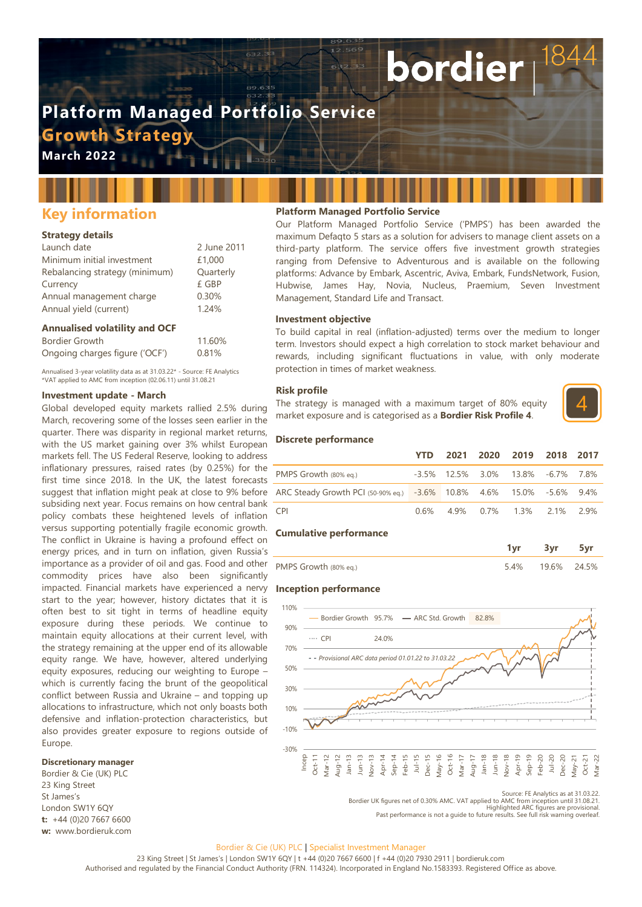# Platform Managed Portfolio Service

## Growth Strategy

**March 2022**

## Key information

### Strategy details

| | |
|---|---|
| Launch date | 2 June 2011 |
| Minimum initial investment | £1,000 |
| Rebalancing strategy (minimum) | Quarterly |
| Currency | £ GBP |
| Annual management charge | 0.30% |
| Annual yield (current) | 1.24% |

### Annualised volatility and OCF

| | |
|---|---|
| Bordier Growth | 11.60% |
| Ongoing charges figure ('OCF') | 0.81% |

Annualised 3-year volatility data as at 31.03.22* - Source: FE Analytics
*VAT applied to AMC from inception (02.06.11) until 31.08.21

### Investment update - March

Global developed equity markets rallied 2.5% during March, recovering some of the losses seen earlier in the quarter. There was disparity in regional market returns, with the US market gaining over 3% whilst European markets fell. The US Federal Reserve, looking to address inflationary pressures, raised rates (by 0.25%) for the first time since 2018. In the UK, the latest forecasts suggest that inflation might peak at close to 9% before subsiding next year. Focus remains on how central bank policy combats these heightened levels of inflation versus supporting potentially fragile economic growth. The conflict in Ukraine is having a profound effect on energy prices, and in turn on inflation, given Russia's importance as a provider of oil and gas. Food and other commodity prices have also been significantly impacted. Financial markets have experienced a nervy start to the year; however, history dictates that it is often best to sit tight in terms of headline equity exposure during these periods. We continue to maintain equity allocations at their current level, with the strategy remaining at the upper end of its allowable equity range. We have, however, altered underlying equity exposures, reducing our weighting to Europe – which is currently facing the brunt of the geopolitical conflict between Russia and Ukraine – and topping up allocations to infrastructure, which not only boasts both defensive and inflation-protection characteristics, but also provides greater exposure to regions outside of Europe.

### Discretionary manager

Bordier & Cie (UK) PLC
23 King Street
St James's
London SW1Y 6QY
**t:** +44 (0)20 7667 6600
**w:** www.bordieruk.com

### Platform Managed Portfolio Service

Our Platform Managed Portfolio Service ('PMPS') has been awarded the maximum Defaqto 5 stars as a solution for advisers to manage client assets on a third-party platform. The service offers five investment growth strategies ranging from Defensive to Adventurous and is available on the following platforms: Advance by Embark, Ascentric, Aviva, Embark, FundsNetwork, Fusion, Hubwise, James Hay, Novia, Nucleus, Praemium, Seven Investment Management, Standard Life and Transact.

### Investment objective

To build capital in real (inflation-adjusted) terms over the medium to longer term. Investors should expect a high correlation to stock market behaviour and rewards, including significant fluctuations in value, with only moderate protection in times of market weakness.

### Risk profile

The strategy is managed with a maximum target of 80% equity market exposure and is categorised as a **Bordier Risk Profile 4**.

4

### Discrete performance

| | YTD | 2021 | 2020 | 2019 | 2018 | 2017 |
|---|---|---|---|---|---|---|
| PMPS Growth (80% eq.) | -3.5% | 12.5% | 3.0% | 13.8% | -6.7% | 7.8% |
| ARC Steady Growth PCI (50-90% eq.) | -3.6% | 10.8% | 4.6% | 15.0% | -5.6% | 9.4% |
| CPI | 0.6% | 4.9% | 0.7% | 1.3% | 2.1% | 2.9% |

### Cumulative performance

| | 1yr | 3yr | 5yr |
|---|---|---|---|
| PMPS Growth (80% eq.) | 5.4% | 19.6% | 24.5% |

### Inception performance

Bordier Growth 95.7% — ARC Std. Growth 82.8% — CPI 24.0%
- - *Provisional ARC data period 01.01.22 to 31.03.22*

Source: FE Analytics as at 31.03.22.
Bordier UK figures net of 0.30% AMC. VAT applied to AMC from inception until 31.08.21.
Highlighted ARC figures are provisional.
Past performance is not a guide to future results. See full risk warning overleaf.

Bordier & Cie (UK) PLC | Specialist Investment Manager
23 King Street | St James's | London SW1Y 6QY | t +44 (0)20 7667 6600 | f +44 (0)20 7930 2911 | bordieruk.com
Authorised and regulated by the Financial Conduct Authority (FRN. 114324). Incorporated in England No.1583393. Registered Office as above.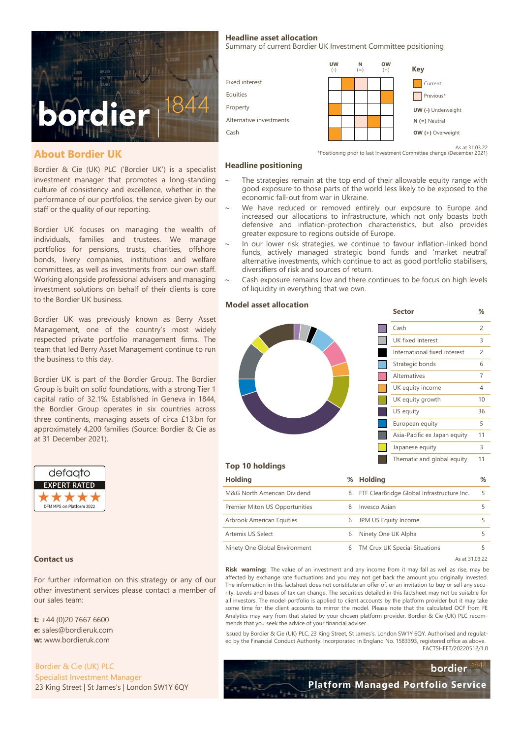## About Bordier UK

Bordier & Cie (UK) PLC ('Bordier UK') is a specialist investment manager that promotes a long-standing culture of consistency and excellence, whether in the performance of our portfolios, the service given by our staff or the quality of our reporting.

Bordier UK focuses on managing the wealth of individuals, families and trustees. We manage portfolios for pensions, trusts, charities, offshore bonds, livery companies, institutions and welfare committees, as well as investments from our own staff. Working alongside professional advisers and managing investment solutions on behalf of their clients is core to the Bordier UK business.

Bordier UK was previously known as Berry Asset Management, one of the country's most widely respected private portfolio management firms. The team that led Berry Asset Management continue to run the business to this day.

Bordier UK is part of the Bordier Group. The Bordier Group is built on solid foundations, with a strong Tier 1 capital ratio of 32.1%. Established in Geneva in 1844, the Bordier Group operates in six countries across three continents, managing assets of circa £13.bn for approximately 4,200 families (Source: Bordier & Cie as at 31 December 2021).

defaqto EXPERT RATED DFM MPS on Platform 2022

### Contact us

For further information on this strategy or any of our other investment services please contact a member of our sales team:

**t:** +44 (0)20 7667 6600
**e:** sales@bordieruk.com
**w:** www.bordieruk.com

Bordier & Cie (UK) PLC
Specialist Investment Manager
23 King Street | St James's | London SW1Y 6QY

## Headline asset allocation

Summary of current Bordier UK Investment Committee positioning

UW (-) N (=) OW (+)

Fixed interest
Equities
Property
Alternative investments
Cash

Key: Current, Previous*
UW (-) Underweight
N (=) Neutral
OW (+) Overweight

As at 31.03.22
*Positioning prior to last Investment Committee change (December 2021)

## Headline positioning

- The strategies remain at the top end of their allowable equity range with good exposure to those parts of the world less likely to be exposed to the economic fall-out from war in Ukraine.
- We have reduced or removed entirely our exposure to Europe and increased our allocations to infrastructure, which not only boasts both defensive and inflation-protection characteristics, but also provides greater exposure to regions outside of Europe.
- In our lower risk strategies, we continue to favour inflation-linked bond funds, actively managed strategic bond funds and 'market neutral' alternative investments, which continue to act as good portfolio stabilisers, diversifiers of risk and sources of return.
- Cash exposure remains low and there continues to be focus on high levels of liquidity in everything that we own.

## Model asset allocation

| Sector | % |
|---|---|
| Cash | 2 |
| UK fixed interest | 3 |
| International fixed interest | 2 |
| Strategic bonds | 6 |
| Alternatives | 7 |
| UK equity income | 4 |
| UK equity growth | 10 |
| US equity | 36 |
| European equity | 5 |
| Asia-Pacific ex Japan equity | 11 |
| Japanese equity | 3 |
| Thematic and global equity | 11 |

## Top 10 holdings

| Holding | % | Holding | % |
|---|---|---|---|
| M&G North American Dividend | 8 | FTF ClearBridge Global Infrastructure Inc. | 5 |
| Premier Miton US Opportunities | 8 | Invesco Asian | 5 |
| Arbrook American Equities | 6 | JPM US Equity Income | 5 |
| Artemis US Select | 6 | Ninety One UK Alpha | 5 |
| Ninety One Global Environment | 6 | TM Crux UK Special Situations | 5 |

As at 31.03.22

**Risk warning:** The value of an investment and any income from it may fall as well as rise, may be affected by exchange rate fluctuations and you may not get back the amount you originally invested. The information in this factsheet does not constitute an offer of, or an invitation to buy or sell any security. Levels and bases of tax can change. The securities detailed in this factsheet may not be suitable for all investors. The model portfolio is applied to client accounts by the platform provider but it may take some time for the client accounts to mirror the model. Please note that the calculated OCF from FE Analytics may vary from that stated by your chosen platform provider. Bordier & Cie (UK) PLC recommends that you seek the advice of your financial adviser.

Issued by Bordier & Cie (UK) PLC, 23 King Street, St James's, London SW1Y 6QY. Authorised and regulated by the Financial Conduct Authority. Incorporated in England No. 1583393, registered office as above.
FACTSHEET/20220512/1.0

bordier 1844
Platform Managed Portfolio Service